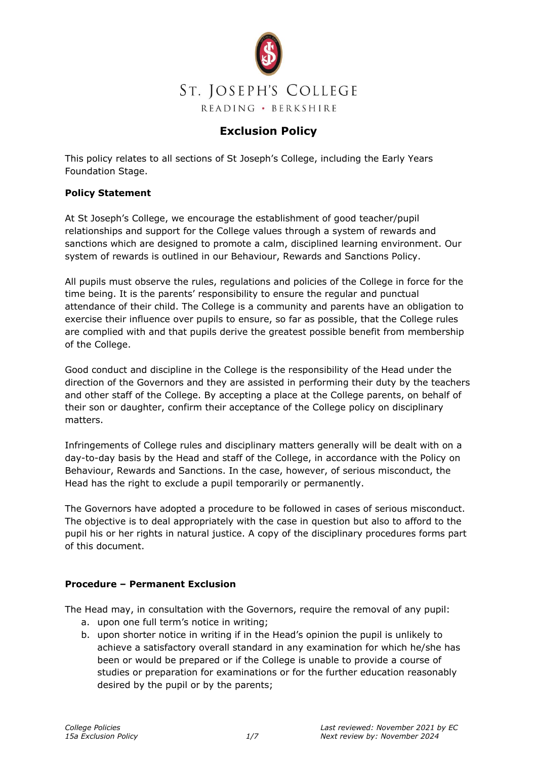ST. JOSEPH'S COLLEGE

READING • BERKSHIRE

# Exclusion Policy

This policy relates to all sections of St Joseph's College, including the Early Years Foundation Stage.

**Policy Statement**

At St Joseph's College, we encourage the establishment of good teacher/pupil relationships and support for the College values through a system of rewards and sanctions which are designed to promote a calm, disciplined learning environment. Our system of rewards is outlined in our Behaviour, Rewards and Sanctions Policy.

All pupils must observe the rules, regulations and policies of the College in force for the time being. It is the parents' responsibility to ensure the regular and punctual attendance of their child. The College is a community and parents have an obligation to exercise their influence over pupils to ensure, so far as possible, that the College rules are complied with and that pupils derive the greatest possible benefit from membership of the College.

Good conduct and discipline in the College is the responsibility of the Head under the direction of the Governors and they are assisted in performing their duty by the teachers and other staff of the College. By accepting a place at the College parents, on behalf of their son or daughter, confirm their acceptance of the College policy on disciplinary matters.

Infringements of College rules and disciplinary matters generally will be dealt with on a day-to-day basis by the Head and staff of the College, in accordance with the Policy on Behaviour, Rewards and Sanctions. In the case, however, of serious misconduct, the Head has the right to exclude a pupil temporarily or permanently.

The Governors have adopted a procedure to be followed in cases of serious misconduct. The objective is to deal appropriately with the case in question but also to afford to the pupil his or her rights in natural justice. A copy of the disciplinary procedures forms part of this document.

**Procedure – Permanent Exclusion**

The Head may, in consultation with the Governors, require the removal of any pupil:

a. upon one full term's notice in writing;
b. upon shorter notice in writing if in the Head's opinion the pupil is unlikely to achieve a satisfactory overall standard in any examination for which he/she has been or would be prepared or if the College is unable to provide a course of studies or preparation for examinations or for the further education reasonably desired by the pupil or by the parents;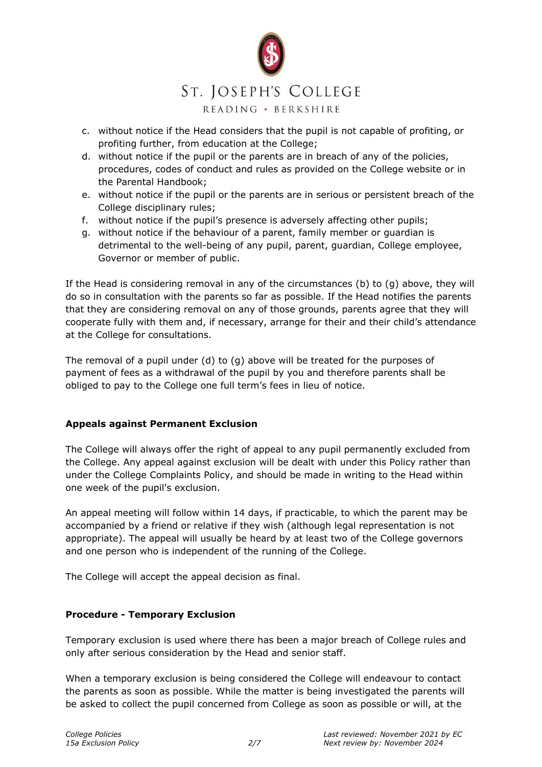c. without notice if the Head considers that the pupil is not capable of profiting, or profiting further, from education at the College;
d. without notice if the pupil or the parents are in breach of any of the policies, procedures, codes of conduct and rules as provided on the College website or in the Parental Handbook;
e. without notice if the pupil or the parents are in serious or persistent breach of the College disciplinary rules;
f. without notice if the pupil's presence is adversely affecting other pupils;
g. without notice if the behaviour of a parent, family member or guardian is detrimental to the well-being of any pupil, parent, guardian, College employee, Governor or member of public.

If the Head is considering removal in any of the circumstances (b) to (g) above, they will do so in consultation with the parents so far as possible. If the Head notifies the parents that they are considering removal on any of those grounds, parents agree that they will cooperate fully with them and, if necessary, arrange for their and their child's attendance at the College for consultations.

The removal of a pupil under (d) to (g) above will be treated for the purposes of payment of fees as a withdrawal of the pupil by you and therefore parents shall be obliged to pay to the College one full term's fees in lieu of notice.

**Appeals against Permanent Exclusion**

The College will always offer the right of appeal to any pupil permanently excluded from the College. Any appeal against exclusion will be dealt with under this Policy rather than under the College Complaints Policy, and should be made in writing to the Head within one week of the pupil's exclusion.

An appeal meeting will follow within 14 days, if practicable, to which the parent may be accompanied by a friend or relative if they wish (although legal representation is not appropriate). The appeal will usually be heard by at least two of the College governors and one person who is independent of the running of the College.

The College will accept the appeal decision as final.

**Procedure - Temporary Exclusion**

Temporary exclusion is used where there has been a major breach of College rules and only after serious consideration by the Head and senior staff.

When a temporary exclusion is being considered the College will endeavour to contact the parents as soon as possible. While the matter is being investigated the parents will be asked to collect the pupil concerned from College as soon as possible or will, at the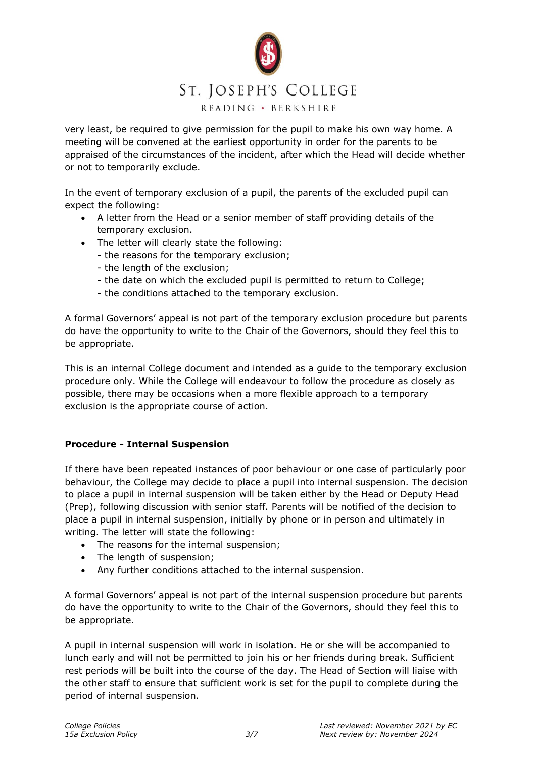very least, be required to give permission for the pupil to make his own way home. A meeting will be convened at the earliest opportunity in order for the parents to be appraised of the circumstances of the incident, after which the Head will decide whether or not to temporarily exclude.

In the event of temporary exclusion of a pupil, the parents of the excluded pupil can expect the following:

- A letter from the Head or a senior member of staff providing details of the temporary exclusion.
- The letter will clearly state the following:
  - the reasons for the temporary exclusion;
  - the length of the exclusion;
  - the date on which the excluded pupil is permitted to return to College;
  - the conditions attached to the temporary exclusion.

A formal Governors' appeal is not part of the temporary exclusion procedure but parents do have the opportunity to write to the Chair of the Governors, should they feel this to be appropriate.

This is an internal College document and intended as a guide to the temporary exclusion procedure only. While the College will endeavour to follow the procedure as closely as possible, there may be occasions when a more flexible approach to a temporary exclusion is the appropriate course of action.

**Procedure - Internal Suspension**

If there have been repeated instances of poor behaviour or one case of particularly poor behaviour, the College may decide to place a pupil into internal suspension. The decision to place a pupil in internal suspension will be taken either by the Head or Deputy Head (Prep), following discussion with senior staff. Parents will be notified of the decision to place a pupil in internal suspension, initially by phone or in person and ultimately in writing. The letter will state the following:

- The reasons for the internal suspension;
- The length of suspension;
- Any further conditions attached to the internal suspension.

A formal Governors' appeal is not part of the internal suspension procedure but parents do have the opportunity to write to the Chair of the Governors, should they feel this to be appropriate.

A pupil in internal suspension will work in isolation. He or she will be accompanied to lunch early and will not be permitted to join his or her friends during break. Sufficient rest periods will be built into the course of the day. The Head of Section will liaise with the other staff to ensure that sufficient work is set for the pupil to complete during the period of internal suspension.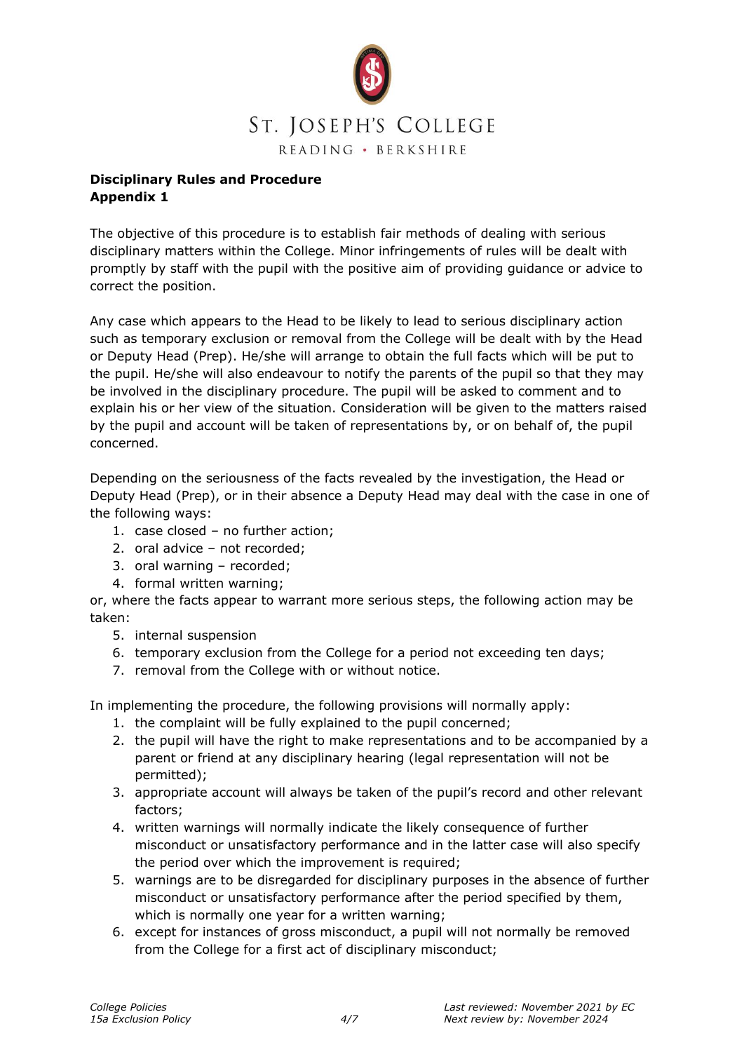**Disciplinary Rules and Procedure**
**Appendix 1**

The objective of this procedure is to establish fair methods of dealing with serious disciplinary matters within the College. Minor infringements of rules will be dealt with promptly by staff with the pupil with the positive aim of providing guidance or advice to correct the position.

Any case which appears to the Head to be likely to lead to serious disciplinary action such as temporary exclusion or removal from the College will be dealt with by the Head or Deputy Head (Prep). He/she will arrange to obtain the full facts which will be put to the pupil. He/she will also endeavour to notify the parents of the pupil so that they may be involved in the disciplinary procedure. The pupil will be asked to comment and to explain his or her view of the situation. Consideration will be given to the matters raised by the pupil and account will be taken of representations by, or on behalf of, the pupil concerned.

Depending on the seriousness of the facts revealed by the investigation, the Head or Deputy Head (Prep), or in their absence a Deputy Head may deal with the case in one of the following ways:

1. case closed – no further action;
2. oral advice – not recorded;
3. oral warning – recorded;
4. formal written warning;

or, where the facts appear to warrant more serious steps, the following action may be taken:

5. internal suspension
6. temporary exclusion from the College for a period not exceeding ten days;
7. removal from the College with or without notice.

In implementing the procedure, the following provisions will normally apply:

1. the complaint will be fully explained to the pupil concerned;
2. the pupil will have the right to make representations and to be accompanied by a parent or friend at any disciplinary hearing (legal representation will not be permitted);
3. appropriate account will always be taken of the pupil's record and other relevant factors;
4. written warnings will normally indicate the likely consequence of further misconduct or unsatisfactory performance and in the latter case will also specify the period over which the improvement is required;
5. warnings are to be disregarded for disciplinary purposes in the absence of further misconduct or unsatisfactory performance after the period specified by them, which is normally one year for a written warning;
6. except for instances of gross misconduct, a pupil will not normally be removed from the College for a first act of disciplinary misconduct;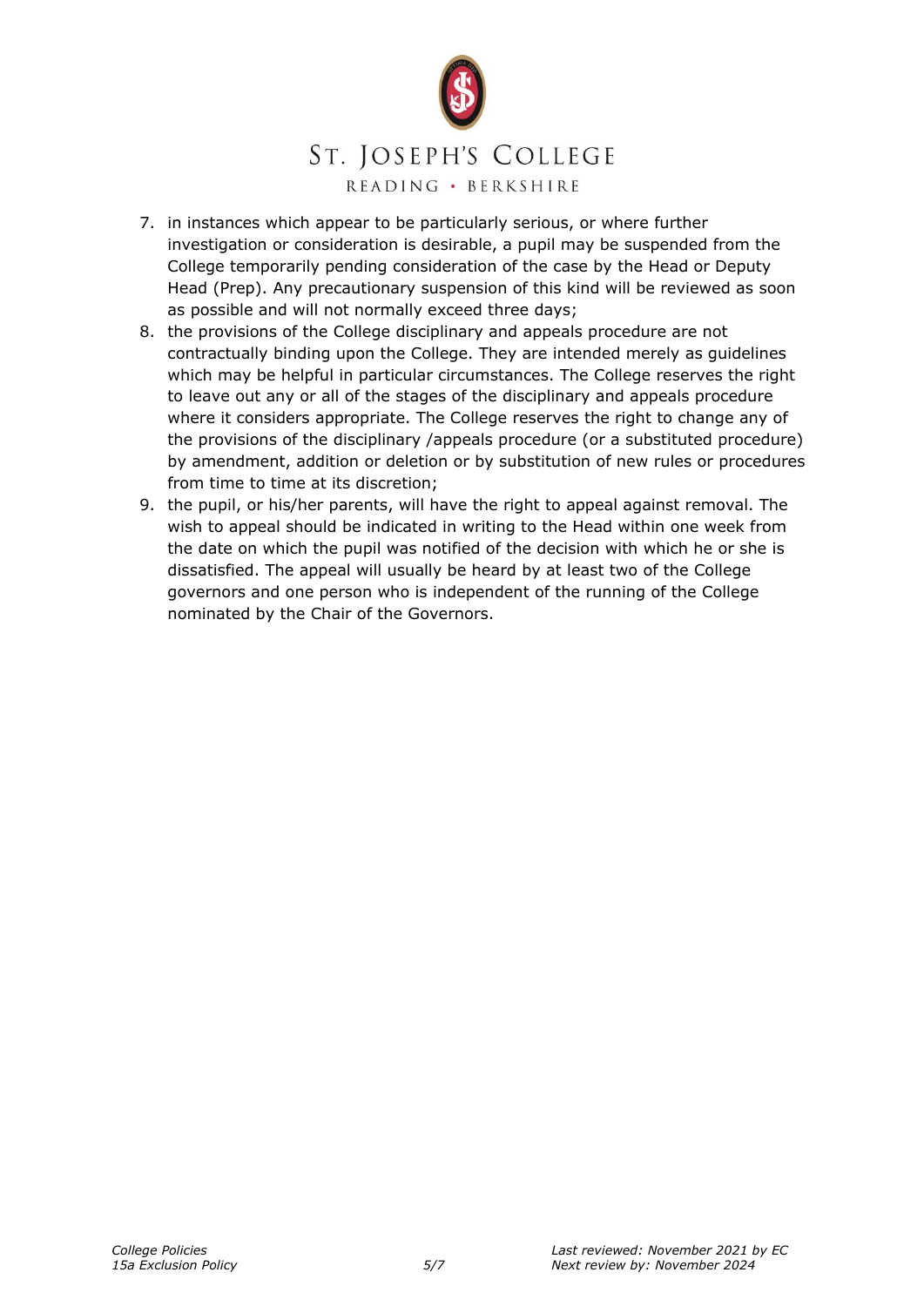7. in instances which appear to be particularly serious, or where further investigation or consideration is desirable, a pupil may be suspended from the College temporarily pending consideration of the case by the Head or Deputy Head (Prep). Any precautionary suspension of this kind will be reviewed as soon as possible and will not normally exceed three days;
8. the provisions of the College disciplinary and appeals procedure are not contractually binding upon the College. They are intended merely as guidelines which may be helpful in particular circumstances. The College reserves the right to leave out any or all of the stages of the disciplinary and appeals procedure where it considers appropriate. The College reserves the right to change any of the provisions of the disciplinary /appeals procedure (or a substituted procedure) by amendment, addition or deletion or by substitution of new rules or procedures from time to time at its discretion;
9. the pupil, or his/her parents, will have the right to appeal against removal. The wish to appeal should be indicated in writing to the Head within one week from the date on which the pupil was notified of the decision with which he or she is dissatisfied. The appeal will usually be heard by at least two of the College governors and one person who is independent of the running of the College nominated by the Chair of the Governors.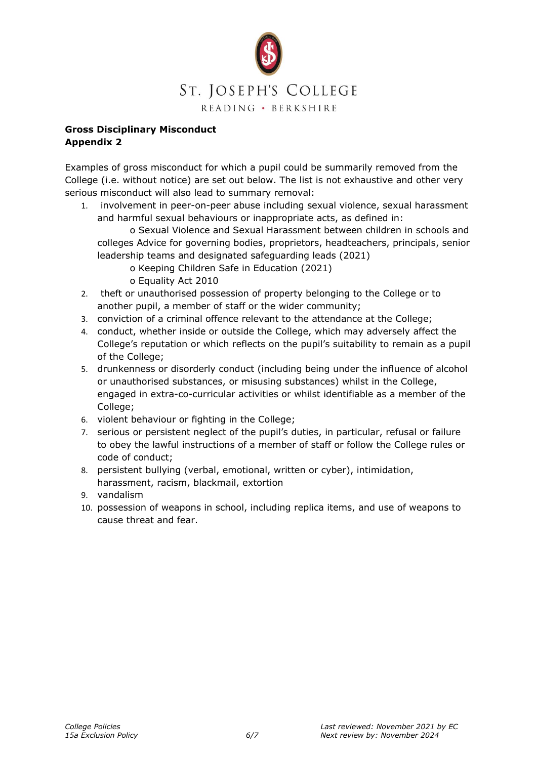**Gross Disciplinary Misconduct**
**Appendix 2**

Examples of gross misconduct for which a pupil could be summarily removed from the College (i.e. without notice) are set out below. The list is not exhaustive and other very serious misconduct will also lead to summary removal:

1. involvement in peer-on-peer abuse including sexual violence, sexual harassment and harmful sexual behaviours or inappropriate acts, as defined in:
   - Sexual Violence and Sexual Harassment between children in schools and colleges Advice for governing bodies, proprietors, headteachers, principals, senior leadership teams and designated safeguarding leads (2021)
   - Keeping Children Safe in Education (2021)
   - Equality Act 2010
2. theft or unauthorised possession of property belonging to the College or to another pupil, a member of staff or the wider community;
3. conviction of a criminal offence relevant to the attendance at the College;
4. conduct, whether inside or outside the College, which may adversely affect the College's reputation or which reflects on the pupil's suitability to remain as a pupil of the College;
5. drunkenness or disorderly conduct (including being under the influence of alcohol or unauthorised substances, or misusing substances) whilst in the College, engaged in extra-co-curricular activities or whilst identifiable as a member of the College;
6. violent behaviour or fighting in the College;
7. serious or persistent neglect of the pupil's duties, in particular, refusal or failure to obey the lawful instructions of a member of staff or follow the College rules or code of conduct;
8. persistent bullying (verbal, emotional, written or cyber), intimidation, harassment, racism, blackmail, extortion
9. vandalism
10. possession of weapons in school, including replica items, and use of weapons to cause threat and fear.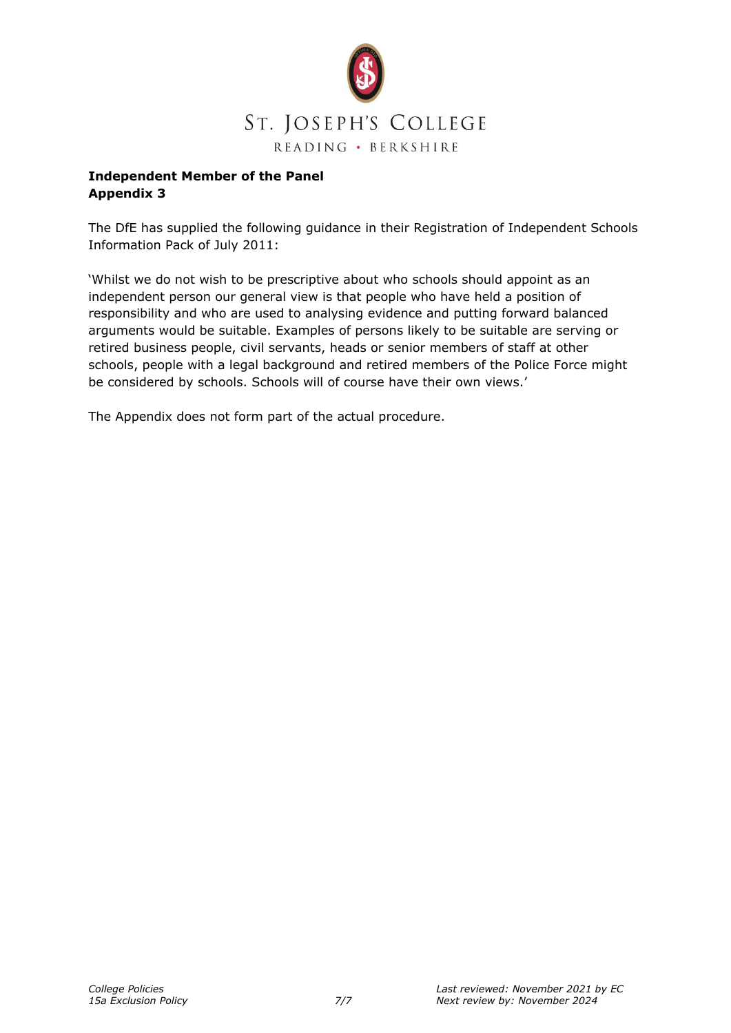**Independent Member of the Panel**
**Appendix 3**

The DfE has supplied the following guidance in their Registration of Independent Schools Information Pack of July 2011:

'Whilst we do not wish to be prescriptive about who schools should appoint as an independent person our general view is that people who have held a position of responsibility and who are used to analysing evidence and putting forward balanced arguments would be suitable. Examples of persons likely to be suitable are serving or retired business people, civil servants, heads or senior members of staff at other schools, people with a legal background and retired members of the Police Force might be considered by schools. Schools will of course have their own views.'

The Appendix does not form part of the actual procedure.